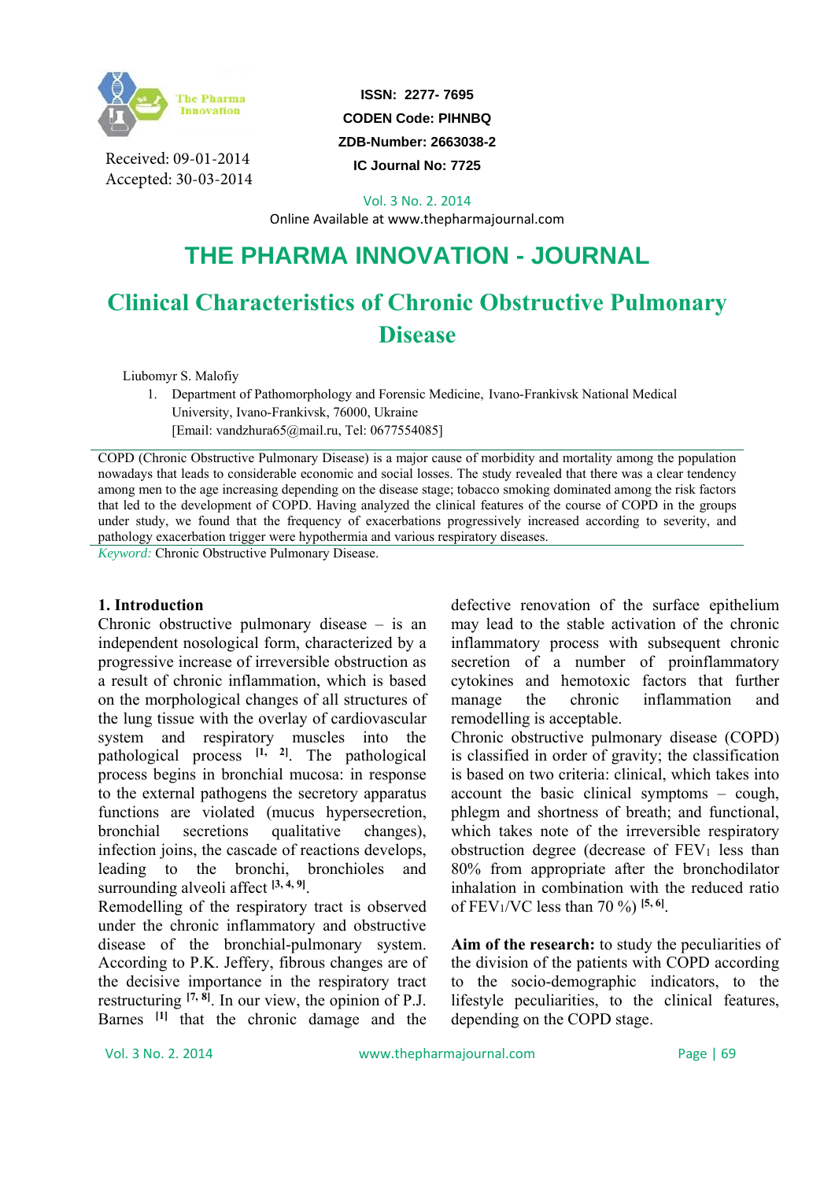Received: 09-01-2014
Accepted: 30-03-2014

ISSN: 2277- 7695
CODEN Code: PIHNBQ
ZDB-Number: 2663038-2
IC Journal No: 7725

Online Available at www.thepharmajournal.com

# THE PHARMA INNOVATION - JOURNAL

# Clinical Characteristics of Chronic Obstructive Pulmonary Disease

Liubomyr S. Malofiy

1. Department of Pathomorphology and Forensic Medicine, Ivano-Frankivsk National Medical University, Ivano-Frankivsk, 76000, Ukraine
[Email: vandzhura65@mail.ru, Tel: 0677554085]

COPD (Chronic Obstructive Pulmonary Disease) is a major cause of morbidity and mortality among the population nowadays that leads to considerable economic and social losses. The study revealed that there was a clear tendency among men to the age increasing depending on the disease stage; tobacco smoking dominated among the risk factors that led to the development of COPD. Having analyzed the clinical features of the course of COPD in the groups under study, we found that the frequency of exacerbations progressively increased according to severity, and pathology exacerbation trigger were hypothermia and various respiratory diseases.

*Keyword:* Chronic Obstructive Pulmonary Disease.

## 1. Introduction

Chronic obstructive pulmonary disease – is an independent nosological form, characterized by a progressive increase of irreversible obstruction as a result of chronic inflammation, which is based on the morphological changes of all structures of the lung tissue with the overlay of cardiovascular system and respiratory muscles into the pathological process [1, 2]. The pathological process begins in bronchial mucosa: in response to the external pathogens the secretory apparatus functions are violated (mucus hypersecretion, bronchial secretions qualitative changes), infection joins, the cascade of reactions develops, leading to the bronchi, bronchioles and surrounding alveoli affect [3, 4, 9].

Remodelling of the respiratory tract is observed under the chronic inflammatory and obstructive disease of the bronchial-pulmonary system. According to P.K. Jeffery, fibrous changes are of the decisive importance in the respiratory tract restructuring [7, 8]. In our view, the opinion of P.J. Barnes [1] that the chronic damage and the defective renovation of the surface epithelium may lead to the stable activation of the chronic inflammatory process with subsequent chronic secretion of a number of proinflammatory cytokines and hemotoxic factors that further manage the chronic inflammation and remodelling is acceptable.

Chronic obstructive pulmonary disease (COPD) is classified in order of gravity; the classification is based on two criteria: clinical, which takes into account the basic clinical symptoms – cough, phlegm and shortness of breath; and functional, which takes note of the irreversible respiratory obstruction degree (decrease of $FEV_1$ less than 80% from appropriate after the bronchodilator inhalation in combination with the reduced ratio of $FEV_1/VC$ less than 70 %) [5, 6].

**Aim of the research:** to study the peculiarities of the division of the patients with COPD according to the socio-demographic indicators, to the lifestyle peculiarities, to the clinical features, depending on the COPD stage.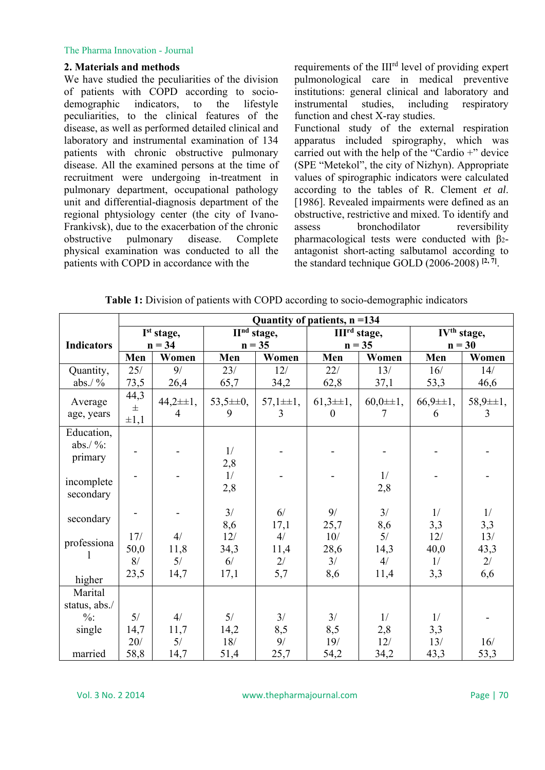## 2. Materials and methods

We have studied the peculiarities of the division of patients with COPD according to socio-demographic indicators, to the lifestyle peculiarities, to the clinical features of the disease, as well as performed detailed clinical and laboratory and instrumental examination of 134 patients with chronic obstructive pulmonary disease. All the examined persons at the time of recruitment were undergoing in-treatment in pulmonary department, occupational pathology unit and differential-diagnosis department of the regional phtysiology center (the city of Ivano-Frankivsk), due to the exacerbation of the chronic obstructive pulmonary disease. Complete physical examination was conducted to all the patients with COPD in accordance with the requirements of the III[rd] level of providing expert pulmonological care in medical preventive institutions: general clinical and laboratory and instrumental studies, including respiratory function and chest X-ray studies.

Functional study of the external respiration apparatus included spirography, which was carried out with the help of the "Cardio +" device (SPE "Metekol", the city of Nizhyn). Appropriate values of spirographic indicators were calculated according to the tables of R. Clement *et al*. [1986]. Revealed impairments were defined as an obstructive, restrictive and mixed. To identify and assess bronchodilator reversibility pharmacological tests were conducted with $\beta_2$-antagonist short-acting salbutamol according to the standard technique GOLD (2006-2008) [2, 7].

**Table 1:** Division of patients with COPD according to socio-demographic indicators

| Indicators | Quantity of patients, n =134 | | | | | | | |
|---|---|---|---|---|---|---|---|---|
| | I[st] stage, n = 34 | | II[nd] stage, n = 35 | | III[rd] stage, n = 35 | | IV[th] stage, n = 30 | |
| | Men | Women | Men | Women | Men | Women | Men | Women |
| Quantity, abs./ % | 25/ 73,5 | 9/ 26,4 | 23/ 65,7 | 12/ 34,2 | 22/ 62,8 | 13/ 37,1 | 16/ 53,3 | 14/ 46,6 |
| Average age, years | 44,3 ± ±1,1 | 44,2±±1,4 | 53,5±±0,9 | 57,1±±1,3 | 61,3±±1,0 | 60,0±±1,7 | 66,9±±1,6 | 58,9±±1,3 |
| Education, abs./ %: primary | - | - | 1/ 2,8 | - | - | - | - | - |
| incomplete secondary | - | - | 1/ 2,8 | - | - | 1/ 2,8 | - | - |
| secondary | - | - | 3/ 8,6 | 6/ 17,1 | 9/ 25,7 | 3/ 8,6 | 1/ 3,3 | 1/ 3,3 |
| professional | 17/ 50,0 | 4/ 11,8 | 12/ 34,3 | 4/ 11,4 | 10/ 28,6 | 5/ 14,3 | 12/ 40,0 | 13/ 43,3 |
| higher | 8/ 23,5 | 5/ 14,7 | 6/ 17,1 | 2/ 5,7 | 3/ 8,6 | 4/ 11,4 | 1/ 3,3 | 2/ 6,6 |
| Marital status, abs./ %: single | 5/ 14,7 | 4/ 11,7 | 5/ 14,2 | 3/ 8,5 | 3/ 8,5 | 1/ 2,8 | 1/ 3,3 | - |
| married | 20/ 58,8 | 5/ 14,7 | 18/ 51,4 | 9/ 25,7 | 19/ 54,2 | 12/ 34,2 | 13/ 43,3 | 16/ 53,3 |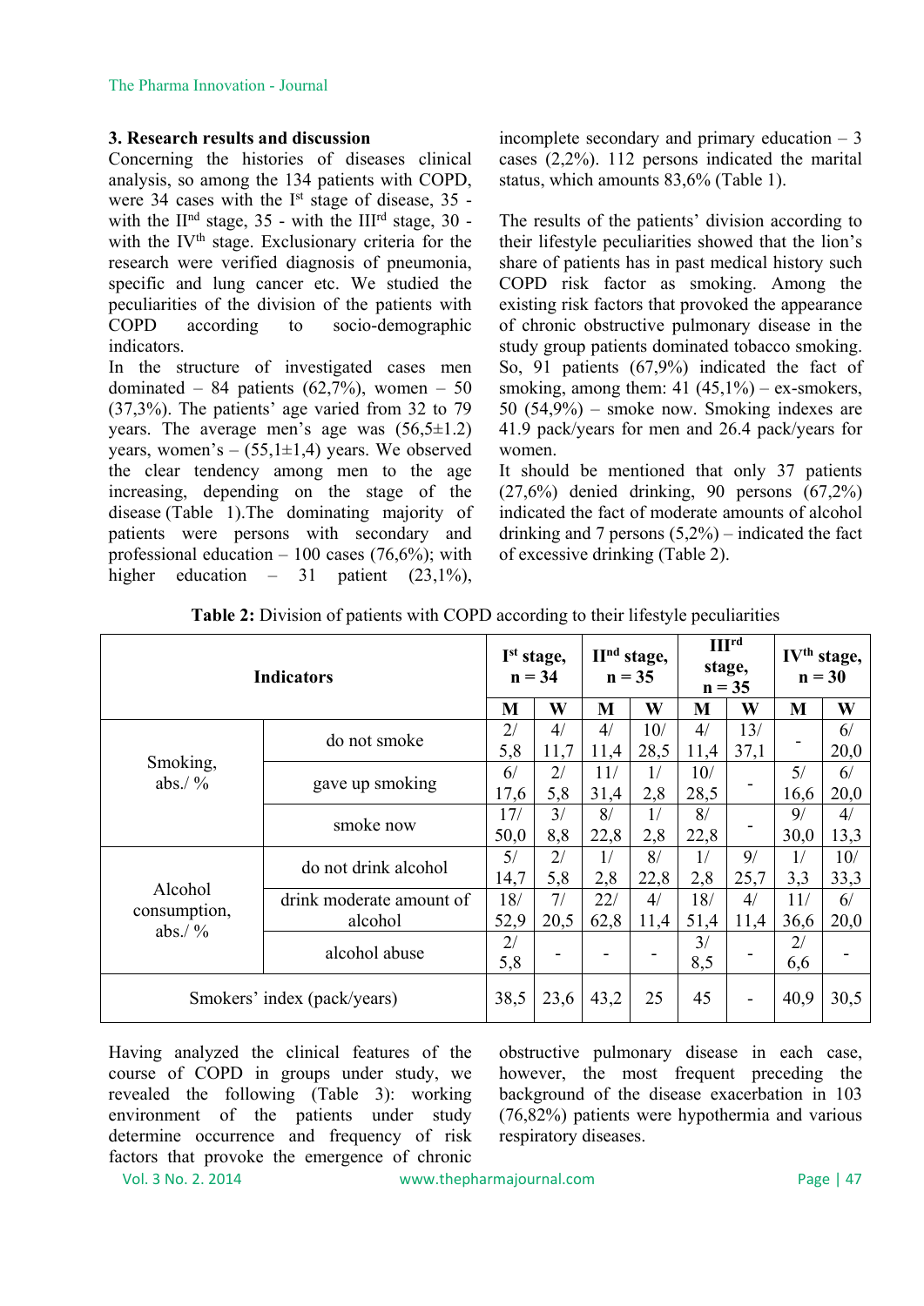### 3. Research results and discussion

Concerning the histories of diseases clinical analysis, so among the 134 patients with COPD, were 34 cases with the I[st] stage of disease, 35 - with the II[nd] stage, 35 - with the III[rd] stage, 30 - with the IV[th] stage. Exclusionary criteria for the research were verified diagnosis of pneumonia, specific and lung cancer etc. We studied the peculiarities of the division of the patients with COPD according to socio-demographic indicators.

In the structure of investigated cases men dominated – 84 patients (62,7%), women – 50 (37,3%). The patients' age varied from 32 to 79 years. The average men's age was (56,5±1.2) years, women's – (55,1±1,4) years. We observed the clear tendency among men to the age increasing, depending on the stage of the disease (Table 1).The dominating majority of patients were persons with secondary and professional education – 100 cases (76,6%); with higher education – 31 patient (23,1%), incomplete secondary and primary education – 3 cases (2,2%). 112 persons indicated the marital status, which amounts 83,6% (Table 1).

The results of the patients' division according to their lifestyle peculiarities showed that the lion's share of patients has in past medical history such COPD risk factor as smoking. Among the existing risk factors that provoked the appearance of chronic obstructive pulmonary disease in the study group patients dominated tobacco smoking. So, 91 patients (67,9%) indicated the fact of smoking, among them: 41 (45,1%) – ex-smokers, 50 (54,9%) – smoke now. Smoking indexes are 41.9 pack/years for men and 26.4 pack/years for women.

It should be mentioned that only 37 patients (27,6%) denied drinking, 90 persons (67,2%) indicated the fact of moderate amounts of alcohol drinking and 7 persons (5,2%) – indicated the fact of excessive drinking (Table 2).

**Table 2:** Division of patients with COPD according to their lifestyle peculiarities

| Indicators | | I[st] stage, n = 34 | | II[nd] stage, n = 35 | | III[rd] stage, n = 35 | | IV[th] stage, n = 30 | |
|---|---|---|---|---|---|---|---|---|---|
| | | M | W | M | W | M | W | M | W |
| Smoking, abs./ % | do not smoke | 2/ 5,8 | 4/ 11,7 | 4/ 11,4 | 10/ 28,5 | 4/ 11,4 | 13/ 37,1 | - | 6/ 20,0 |
| | gave up smoking | 6/ 17,6 | 2/ 5,8 | 11/ 31,4 | 1/ 2,8 | 10/ 28,5 | - | 5/ 16,6 | 6/ 20,0 |
| | smoke now | 17/ 50,0 | 3/ 8,8 | 8/ 22,8 | 1/ 2,8 | 8/ 22,8 | - | 9/ 30,0 | 4/ 13,3 |
| Alcohol consumption, abs./ % | do not drink alcohol | 5/ 14,7 | 2/ 5,8 | 1/ 2,8 | 8/ 22,8 | 1/ 2,8 | 9/ 25,7 | 1/ 3,3 | 10/ 33,3 |
| | drink moderate amount of alcohol | 18/ 52,9 | 7/ 20,5 | 22/ 62,8 | 4/ 11,4 | 18/ 51,4 | 4/ 11,4 | 11/ 36,6 | 6/ 20,0 |
| | alcohol abuse | 2/ 5,8 | - | - | - | 3/ 8,5 | - | 2/ 6,6 | - |
| Smokers' index (pack/years) | | 38,5 | 23,6 | 43,2 | 25 | 45 | - | 40,9 | 30,5 |

Having analyzed the clinical features of the course of COPD in groups under study, we revealed the following (Table 3): working environment of the patients under study determine occurrence and frequency of risk factors that provoke the emergence of chronic obstructive pulmonary disease in each case, however, the most frequent preceding the background of the disease exacerbation in 103 (76,82%) patients were hypothermia and various respiratory diseases.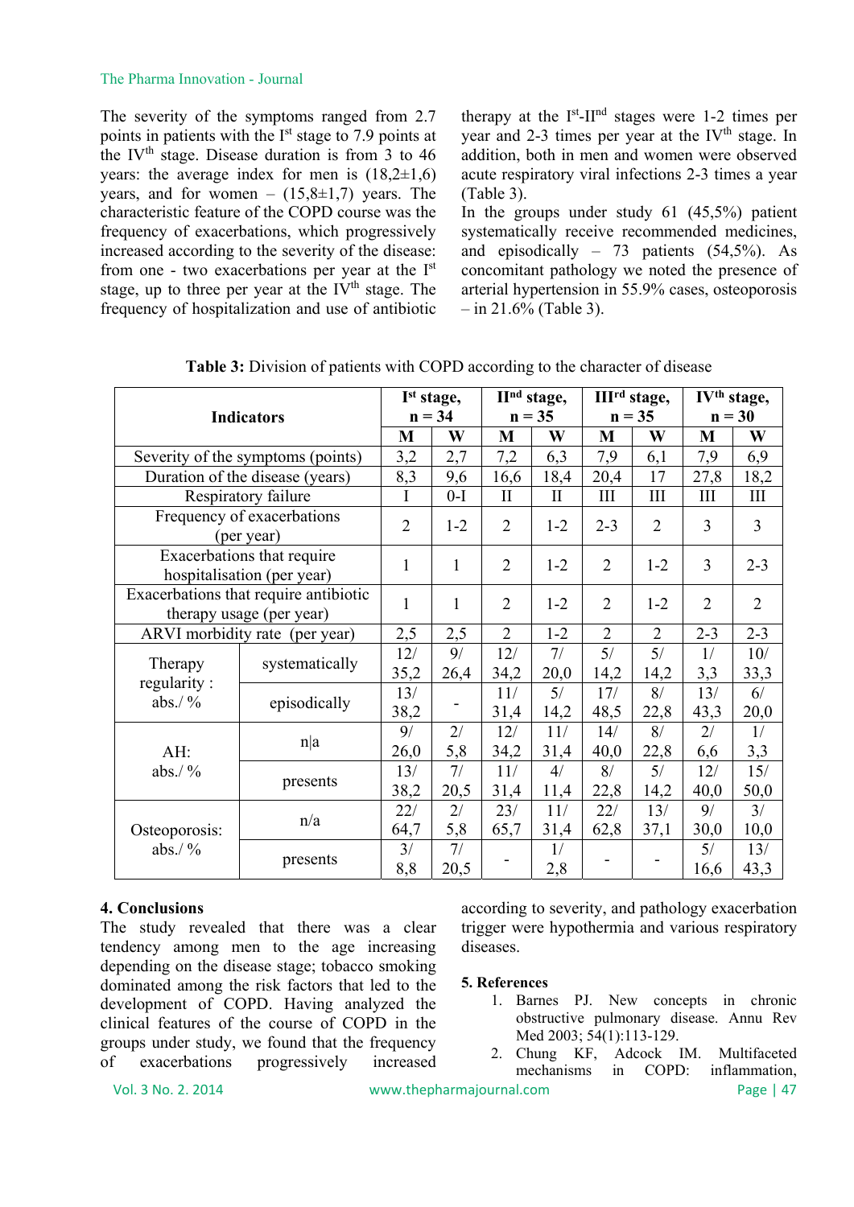The severity of the symptoms ranged from 2.7 points in patients with the I[st] stage to 7.9 points at the IV[th] stage. Disease duration is from 3 to 46 years: the average index for men is (18,2±1,6) years, and for women – (15,8±1,7) years. The characteristic feature of the COPD course was the frequency of exacerbations, which progressively increased according to the severity of the disease: from one - two exacerbations per year at the I[st] stage, up to three per year at the IV[th] stage. The frequency of hospitalization and use of antibiotic therapy at the I[st]-II[nd] stages were 1-2 times per year and 2-3 times per year at the IV[th] stage. In addition, both in men and women were observed acute respiratory viral infections 2-3 times a year (Table 3).

In the groups under study 61 (45,5%) patient systematically receive recommended medicines, and episodically – 73 patients (54,5%). As concomitant pathology we noted the presence of arterial hypertension in 55.9% cases, osteoporosis – in 21.6% (Table 3).

**Table 3:** Division of patients with COPD according to the character of disease

| Indicators | | I[st] stage, n = 34 | | II[nd] stage, n = 35 | | III[rd] stage, n = 35 | | IV[th] stage, n = 30 | |
|---|---|---|---|---|---|---|---|---|---|
| | | M | W | M | W | M | W | M | W |
| Severity of the symptoms (points) | | 3,2 | 2,7 | 7,2 | 6,3 | 7,9 | 6,1 | 7,9 | 6,9 |
| Duration of the disease (years) | | 8,3 | 9,6 | 16,6 | 18,4 | 20,4 | 17 | 27,8 | 18,2 |
| Respiratory failure | | I | 0-I | II | II | III | III | III | III |
| Frequency of exacerbations (per year) | | 2 | 1-2 | 2 | 1-2 | 2-3 | 2 | 3 | 3 |
| Exacerbations that require hospitalisation (per year) | | 1 | 1 | 2 | 1-2 | 2 | 1-2 | 3 | 2-3 |
| Exacerbations that require antibiotic therapy usage (per year) | | 1 | 1 | 2 | 1-2 | 2 | 1-2 | 2 | 2 |
| ARVI morbidity rate (per year) | | 2,5 | 2,5 | 2 | 1-2 | 2 | 2 | 2-3 | 2-3 |
| Therapy regularity : abs./ % | systematically | 12/ 35,2 | 9/ 26,4 | 12/ 34,2 | 7/ 20,0 | 5/ 14,2 | 5/ 14,2 | 1/ 3,3 | 10/ 33,3 |
| | episodically | 13/ 38,2 | - | 11/ 31,4 | 5/ 14,2 | 17/ 48,5 | 8/ 22,8 | 13/ 43,3 | 6/ 20,0 |
| AH: abs./ % | n\|a | 9/ 26,0 | 2/ 5,8 | 12/ 34,2 | 11/ 31,4 | 14/ 40,0 | 8/ 22,8 | 2/ 6,6 | 1/ 3,3 |
| | presents | 13/ 38,2 | 7/ 20,5 | 11/ 31,4 | 4/ 11,4 | 8/ 22,8 | 5/ 14,2 | 12/ 40,0 | 15/ 50,0 |
| Osteoporosis: abs./ % | n/a | 22/ 64,7 | 2/ 5,8 | 23/ 65,7 | 11/ 31,4 | 22/ 62,8 | 13/ 37,1 | 9/ 30,0 | 3/ 10,0 |
| | presents | 3/ 8,8 | 7/ 20,5 | - | 1/ 2,8 | - | - | 5/ 16,6 | 13/ 43,3 |

## 4. Conclusions

The study revealed that there was a clear tendency among men to the age increasing depending on the disease stage; tobacco smoking dominated among the risk factors that led to the development of COPD. Having analyzed the clinical features of the course of COPD in the groups under study, we found that the frequency of exacerbations progressively increased according to severity, and pathology exacerbation trigger were hypothermia and various respiratory diseases.

## 5. References

1. Barnes PJ. New concepts in chronic obstructive pulmonary disease. Annu Rev Med 2003; 54(1):113-129.
2. Chung KF, Adcock IM. Multifaceted mechanisms in COPD: inflammation,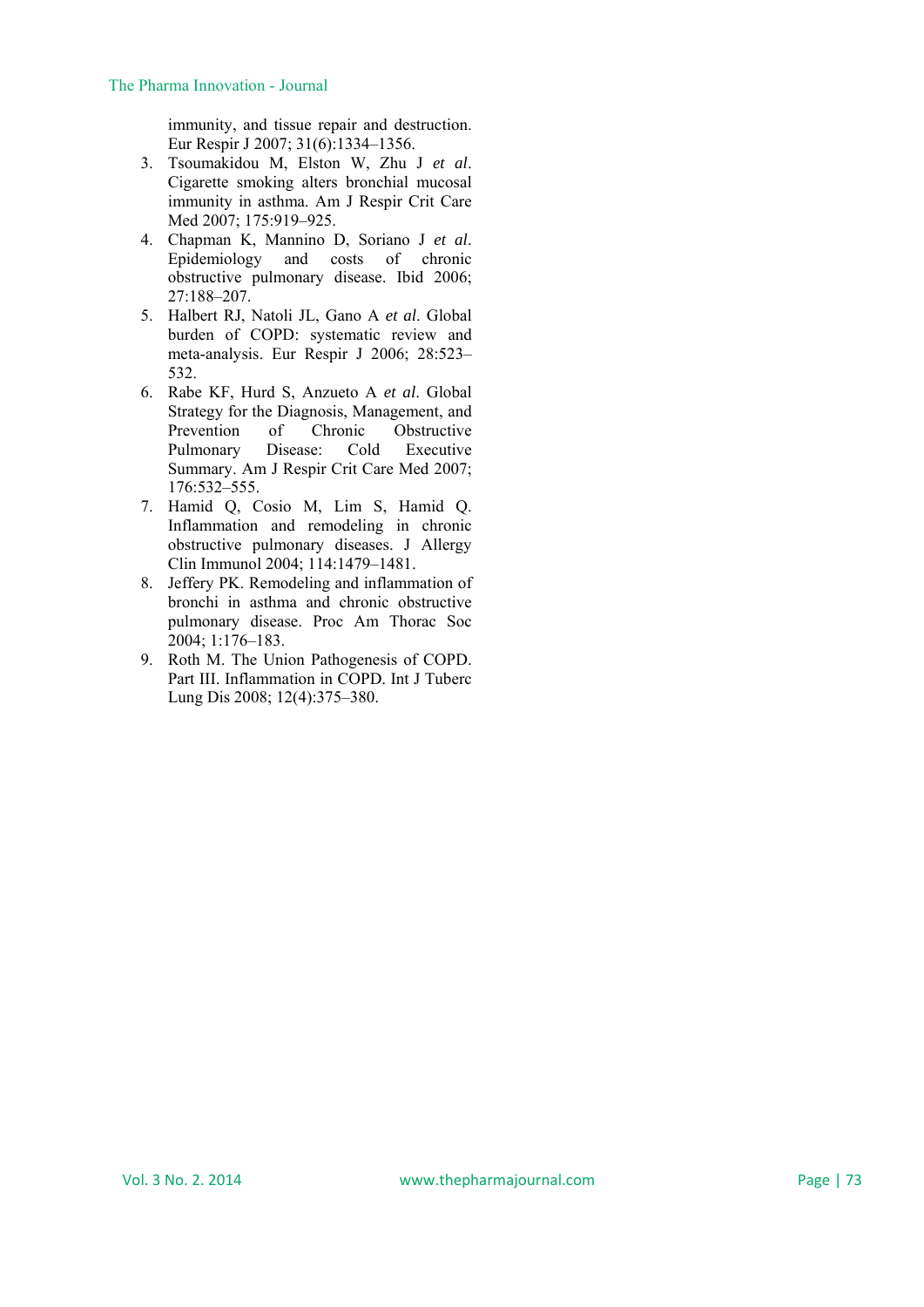immunity, and tissue repair and destruction. Eur Respir J 2007; 31(6):1334–1356.

3. Tsoumakidou M, Elston W, Zhu J *et al*. Cigarette smoking alters bronchial mucosal immunity in asthma. Am J Respir Crit Care Med 2007; 175:919–925.
4. Chapman K, Mannino D, Soriano J *et al*. Epidemiology and costs of chronic obstructive pulmonary disease. Ibid 2006; 27:188–207.
5. Halbert RJ, Natoli JL, Gano A *et al*. Global burden of COPD: systematic review and meta-analysis. Eur Respir J 2006; 28:523–532.
6. Rabe KF, Hurd S, Anzueto A *et al*. Global Strategy for the Diagnosis, Management, and Prevention of Chronic Obstructive Pulmonary Disease: Cold Executive Summary. Am J Respir Crit Care Med 2007; 176:532–555.
7. Hamid Q, Cosio M, Lim S, Hamid Q. Inflammation and remodeling in chronic obstructive pulmonary diseases. J Allergy Clin Immunol 2004; 114:1479–1481.
8. Jeffery PK. Remodeling and inflammation of bronchi in asthma and chronic obstructive pulmonary disease. Proc Am Thorac Soc 2004; 1:176–183.
9. Roth M. The Union Pathogenesis of COPD. Part III. Inflammation in COPD. Int J Tuberc Lung Dis 2008; 12(4):375–380.